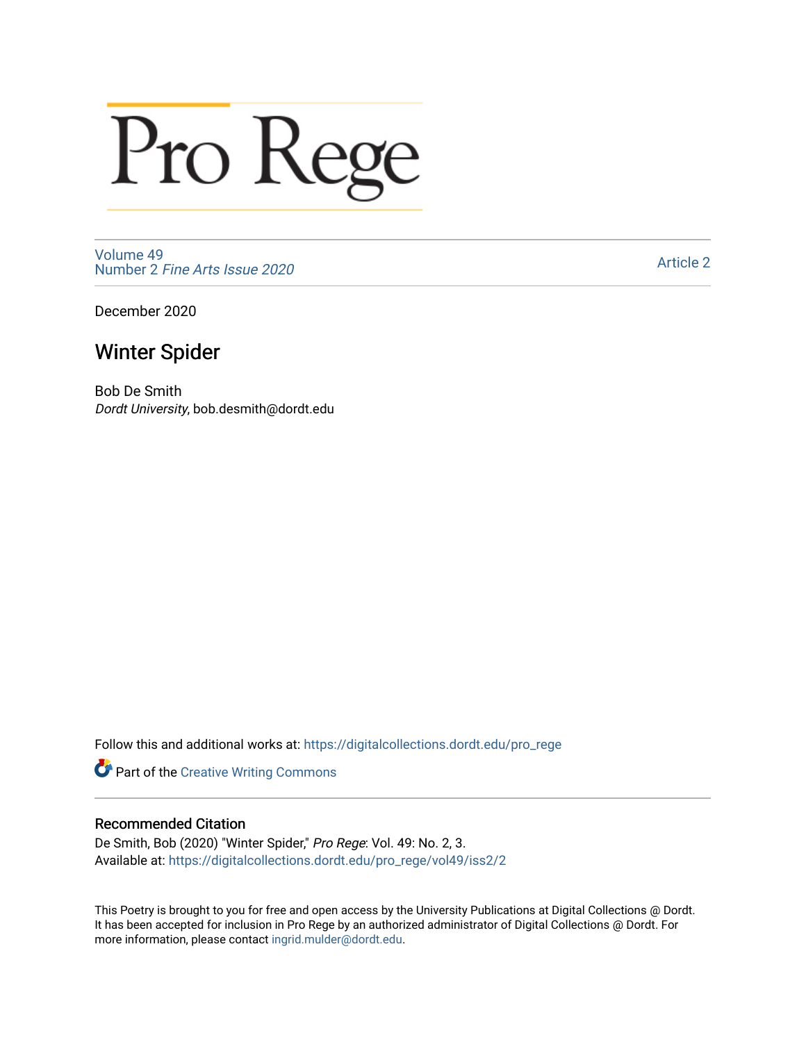# Pro Rege

Volume 49
Number 2 *Fine Arts Issue 2020*

Article 2

December 2020

## Winter Spider

Bob De Smith
*Dordt University*, bob.desmith@dordt.edu

Follow this and additional works at: https://digitalcollections.dordt.edu/pro_rege

Part of the Creative Writing Commons

### Recommended Citation

De Smith, Bob (2020) "Winter Spider," *Pro Rege*: Vol. 49: No. 2, 3.
Available at: https://digitalcollections.dordt.edu/pro_rege/vol49/iss2/2

This Poetry is brought to you for free and open access by the University Publications at Digital Collections @ Dordt. It has been accepted for inclusion in Pro Rege by an authorized administrator of Digital Collections @ Dordt. For more information, please contact ingrid.mulder@dordt.edu.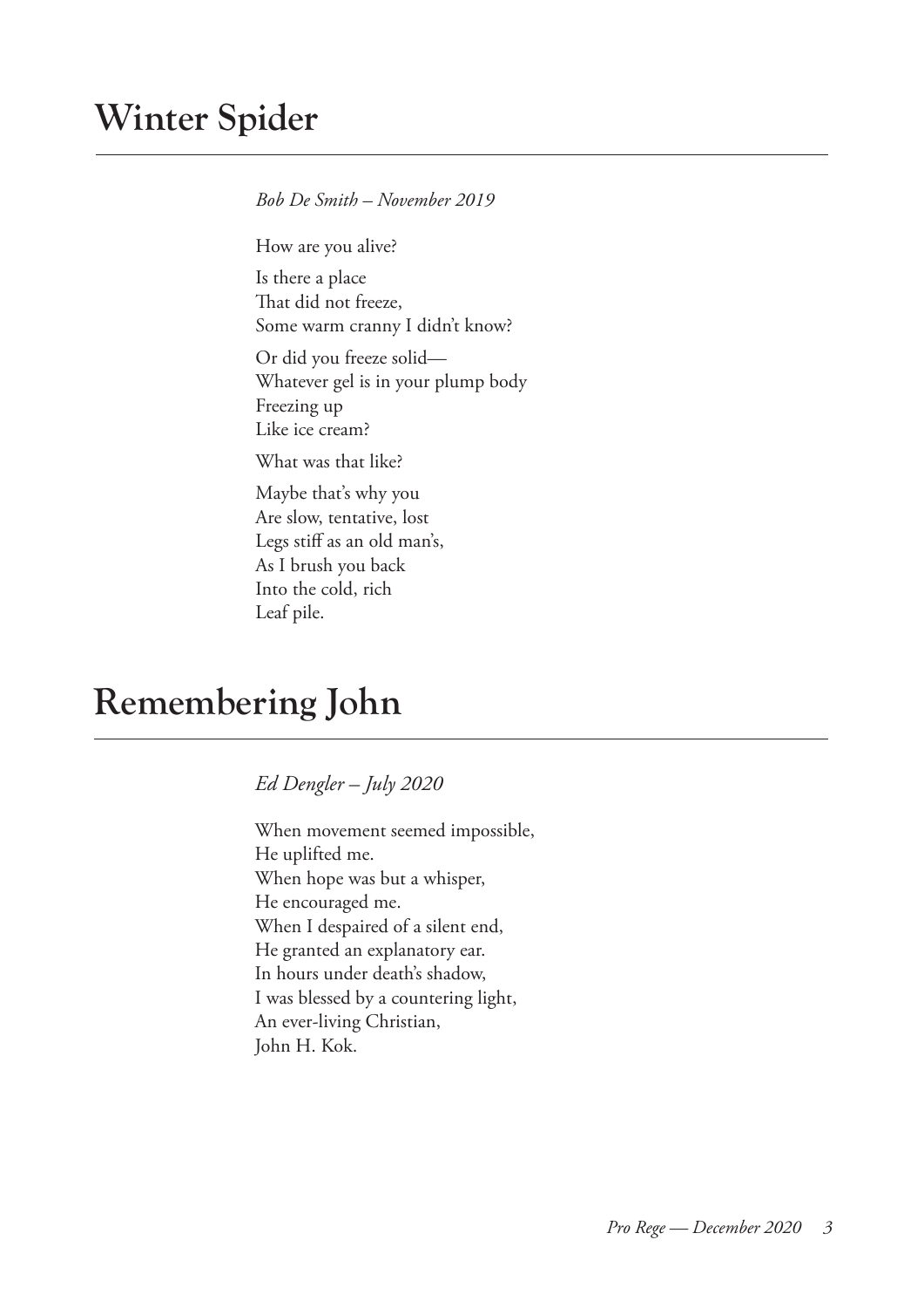# Winter Spider

*Bob De Smith – November 2019*

How are you alive?

Is there a place  
That did not freeze,  
Some warm cranny I didn't know?

Or did you freeze solid—  
Whatever gel is in your plump body  
Freezing up  
Like ice cream?

What was that like?

Maybe that's why you  
Are slow, tentative, lost  
Legs stiff as an old man's,  
As I brush you back  
Into the cold, rich  
Leaf pile.

# Remembering John

*Ed Dengler – July 2020*

When movement seemed impossible,  
He uplifted me.  
When hope was but a whisper,  
He encouraged me.  
When I despaired of a silent end,  
He granted an explanatory ear.  
In hours under death's shadow,  
I was blessed by a countering light,  
An ever-living Christian,  
John H. Kok.